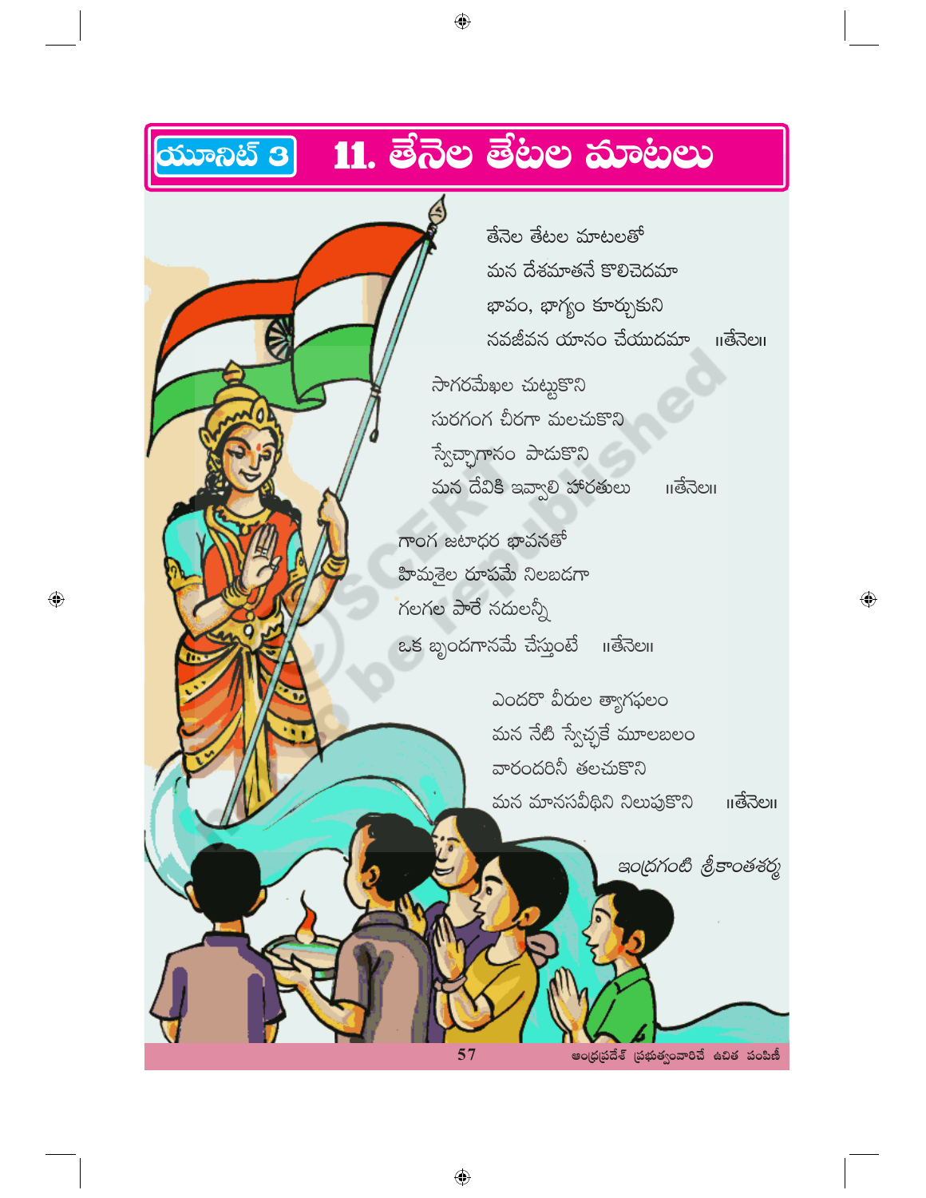యూనిట్ 3

# 11. తేనెల తేటల మాటలు

తేనెల తేటల మాటలతో
మన దేశమాతనే కొలిచెదమా
భావం, భాగ్యం కూర్చుకుని
నవజీవన యానం చేయుదమా ॥తేనె॥

సాగరమేఖల చుట్టుకొని
సురగంగ చీరగా మలచుకొని
స్వేచ్ఛాగానం పాడుకొని
మన దేవికి ఇవ్వాలి హారతులు ॥తేనె॥

గాంగ జటాధర భావనతో
హిమశైల రూపమే నిలబడగా
గలగల పారే నదులన్నీ
ఒక బృందగానమే చేస్తుంటే ॥తేనె॥

ఎందరో వీరుల త్యాగఫలం
మన నేటి స్వేచ్ఛకే మూలబలం
వారందరినీ తలచుకొని
మన మానసవీథిని నిలుపుకొని ॥తేనె॥

ఇంద్రగంటి శ్రీకాంతశర్మ

ఆంధ్రప్రదేశ్ ప్రభుత్వంవారిచే ఉచిత పంపిణీ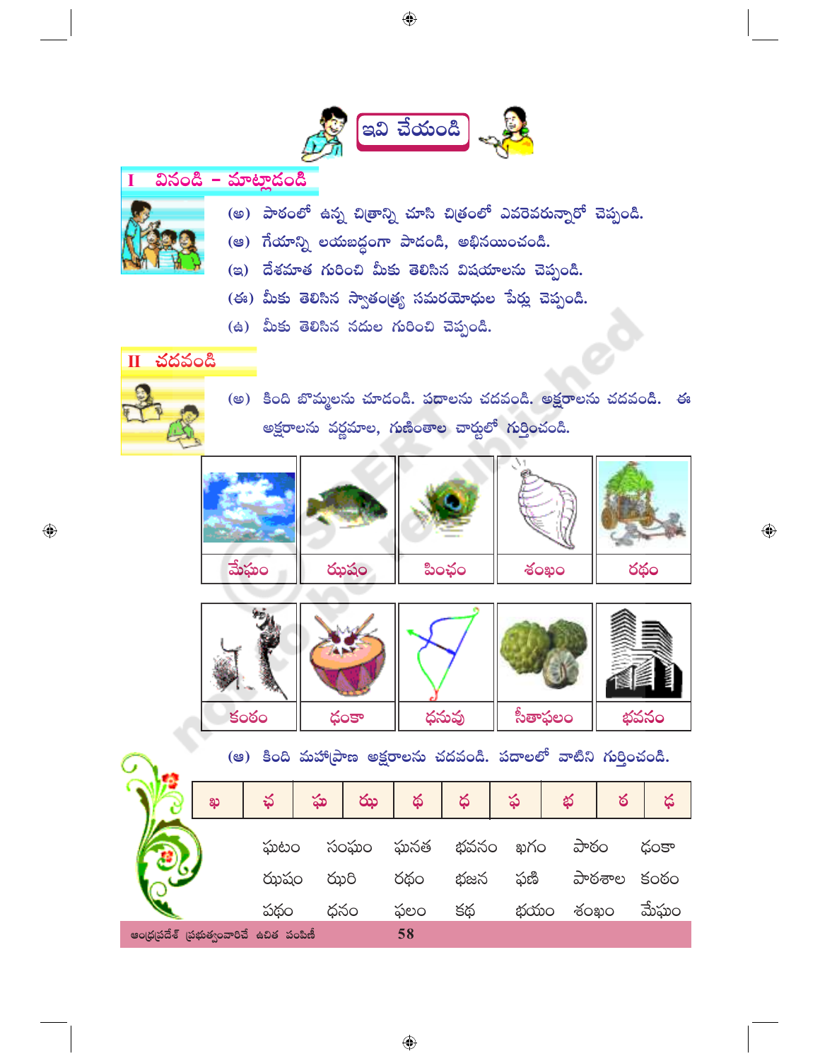## ఇవి చేయండి

### I వినండి – మాట్లాడండి

(అ) పాఠంలో ఉన్న చిత్రాన్ని చూసి చిత్రంలో ఎవరెవరున్నారో చెప్పండి.

(ఆ) గేయాన్ని లయబద్ధంగా పాడండి, అభినయించండి.

(ఇ) దేశమాత గురించి మీకు తెలిసిన విషయాలను చెప్పండి.

(ఈ) మీకు తెలిసిన స్వాతంత్ర్య సమరయోధుల పేర్లు చెప్పండి.

(ఉ) మీకు తెలిసిన నదుల గురించి చెప్పండి.

### II చదవండి

(అ) కింది బొమ్మలను చూడండి. పదాలను చదవండి. అక్షరాలను చదవండి. ఈ అక్షరాలను వర్ణమాల, గుణింతాల చార్టులో గుర్తించండి.

| మేఘం | ఝషం | పింఛం | శంఖం | రథం |
|---|---|---|---|---|
| కంఠం | ఢంకా | ధనువు | సీతాఫలం | భవనం |

(ఆ) కింది మహాప్రాణ అక్షరాలను చదవండి. పదాలలో వాటిని గుర్తించండి.

| ఖ | ఛ | ఘ | ఝ | థ | ధ | ఫ | భ | ఠ | ఢ |
|---|---|---|---|---|---|---|---|---|---|

| | | | | | | |
|---|---|---|---|---|---|---|
| ఘటం | సంఘం | ఘనత | భవనం | ఖగం | పాఠం | ఢంకా |
| ఝషం | ఝరి | రథం | భజన | ఫణి | పాఠశాల | కంఠం |
| పథం | ధనం | ఫలం | కథ | భయం | శంఖం | మేఘం |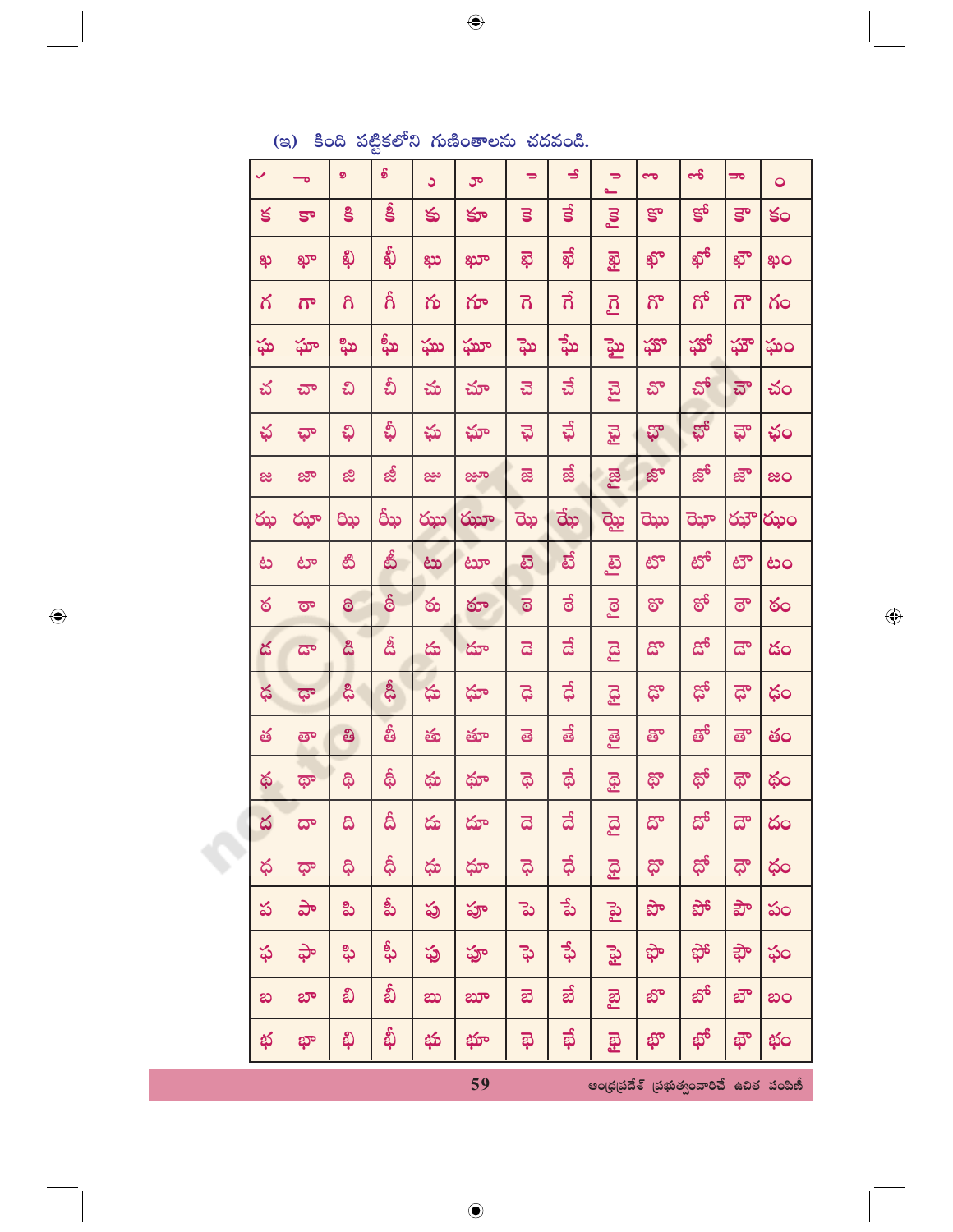(ఇ) కింది పట్టికలోని గుణింతాలను చదవండి.

| ✓ | ా | ి | ీ | ు | ూ | ె | ే | ై | ొ | ో | ౌ | ం |
|---|---|---|---|---|---|---|---|---|---|---|---|---|
| క | కా | కి | కీ | కు | కూ | కె | కే | కై | కొ | కో | కౌ | కం |
| ఖ | ఖా | ఖి | ఖీ | ఖు | ఖూ | ఖె | ఖే | ఖై | ఖొ | ఖో | ఖౌ | ఖం |
| గ | గా | గి | గీ | గు | గూ | గె | గే | గై | గొ | గో | గౌ | గం |
| ఘ | ఘా | ఘి | ఘీ | ఘు | ఘూ | ఘె | ఘే | ఘై | ఘొ | ఘో | ఘౌ | ఘం |
| చ | చా | చి | చీ | చు | చూ | చె | చే | చై | చొ | చో | చౌ | చం |
| ఛ | ఛా | ఛి | ఛీ | ఛు | ఛూ | ఛె | ఛే | ఛై | ఛొ | ఛో | ఛౌ | ఛం |
| జ | జా | జి | జీ | జు | జూ | జె | జే | జై | జొ | జో | జౌ | జం |
| ఝ | ఝా | ఝి | ఝీ | ఝు | ఝూ | ఝె | ఝే | ఝై | ఝొ | ఝో | ఝౌ | ఝం |
| ట | టా | టి | టీ | టు | టూ | టె | టే | టై | టొ | టో | టౌ | టం |
| ఠ | ఠా | ఠి | ఠీ | ఠు | ఠూ | ఠె | ఠే | ఠై | ఠొ | ఠో | ఠౌ | ఠం |
| డ | డా | డి | డీ | డు | డూ | డె | డే | డై | డొ | డో | డౌ | డం |
| ఢ | ఢా | ఢి | ఢీ | ఢు | ఢూ | ఢె | ఢే | ఢై | ఢొ | ఢో | ఢౌ | ఢం |
| త | తా | తి | తీ | తు | తూ | తె | తే | తై | తొ | తో | తౌ | తం |
| థ | థా | థి | థీ | థు | థూ | థె | థే | థై | థొ | థో | థౌ | థం |
| ద | దా | ది | దీ | దు | దూ | దె | దే | దై | దొ | దో | దౌ | దం |
| ధ | ధా | ధి | ధీ | ధు | ధూ | ధె | ధే | ధై | ధొ | ధో | ధౌ | ధం |
| ప | పా | పి | పీ | పు | పూ | పె | పే | పై | పొ | పో | పౌ | పం |
| ఫ | ఫా | ఫి | ఫీ | ఫు | ఫూ | ఫె | ఫే | ఫై | ఫొ | ఫో | ఫౌ | ఫం |
| బ | బా | బి | బీ | బు | బూ | బె | బే | బై | బొ | బో | బౌ | బం |
| భ | భా | భి | భీ | భు | భూ | భె | భే | భై | భొ | భో | భౌ | భం |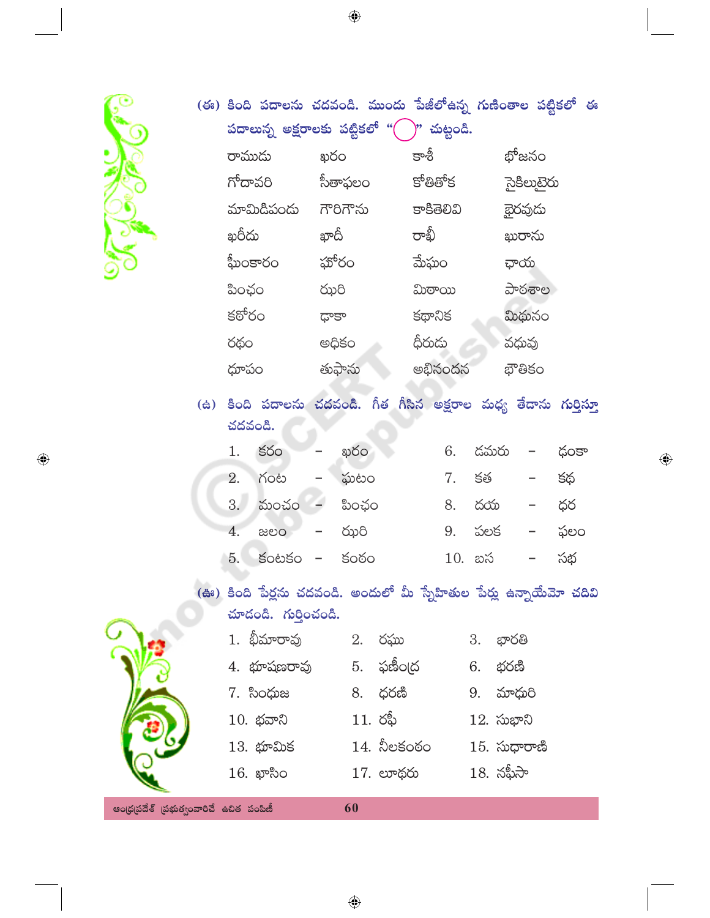(ఈ) కింది పదాలను చదవండి. ముందు పేజీలోఉన్న గుణింతాల పట్టికలో ఈ పదాలున్న అక్షరాలకు పట్టికలో "◯" చుట్టండి.

| | | | |
|---|---|---|---|
| రాముడు | ఖరం | కాశీ | భోజనం |
| గోదావరి | సీతాఫలం | కోతితోక | సైకిలుటైరు |
| మామిడిపండు | గౌరిగౌను | కాకితెలివి | భైరవుడు |
| ఖరీదు | ఖాదీ | రాఖీ | ఖురాను |
| ఘీంకారం | ఘోరం | మేఘం | ఛాయ |
| పింఛం | ఝరి | మిఠాయి | పాఠశాల |
| కఠోరం | ఢాకా | కథానిక | మిథునం |
| రథం | అధికం | ధీరుడు | వధువు |
| ధూపం | తుఫాను | అభినందన | భౌతికం |

(ఉ) కింది పదాలను చదవండి. గీత గీసిన అక్షరాల మధ్య తేడాను గుర్తిస్తూ చదవండి.

| | | | | | | | |
|---|---|---|---|---|---|---|---|
| 1. | కరం | – | ఖరం | 6. | డమరు | – | ఢంకా |
| 2. | గంట | – | ఘటం | 7. | కత | – | కథ |
| 3. | మంచం | – | పింఛం | 8. | దయ | – | ధర |
| 4. | జలం | – | ఝరి | 9. | పలక | – | ఫలం |
| 5. | కంటకం | – | కంఠం | 10. | బస | – | సభ |

(ఊ) కింది పేర్లను చదవండి. అందులో మీ స్నేహితుల పేర్లు ఉన్నాయేమో చదివి చూడండి. గుర్తించండి.

| | | |
|---|---|---|
| 1. భీమారావు | 2. రఘు | 3. భారతి |
| 4. భూషణరావు | 5. ఫణీంద్ర | 6. భరణి |
| 7. సింధుజ | 8. ధరణి | 9. మాధురి |
| 10. భవాని | 11. రఫీ | 12. సుభాని |
| 13. భూమిక | 14. నీలకంఠం | 15. సుధారాణి |
| 16. ఖాసిం | 17. ఊధరు | 18. నఫీసా |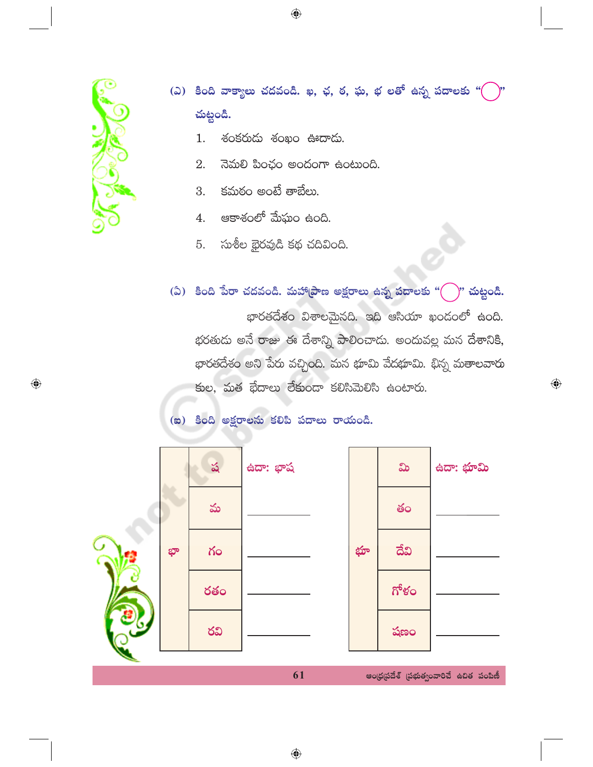(ఎ) కింది వాక్యాలు చదవండి. ఖ, ఛ, ఠ, ఘ, భ లతో ఉన్న పదాలకు "◯" చుట్టండి.

1. శంకరుడు శంఖం ఊదాడు.
2. నెమలి పింఛం అందంగా ఉంటుంది.
3. కమఠం అంటే తాబేలు.
4. ఆకాశంలో మేఘం ఉంది.
5. సుశీల భైరవుడి కథ చదివింది.

(ఏ) కింది పేరా చదవండి. మహాప్రాణ అక్షరాలు ఉన్న పదాలకు "◯" చుట్టండి.

భారతదేశం విశాలమైనది. ఇది ఆసియా ఖండంలో ఉంది. భరతుడు అనే రాజు ఈ దేశాన్ని పాలించాడు. అందువల్ల మన దేశానికి, భారతదేశం అని పేరు వచ్చింది. మన భూమి వేదభూమి. భిన్న మతాలవారు కుల, మత భేదాలు లేకుండా కలిసిమెలిసి ఉంటారు.

(ఐ) కింది అక్షరాలను కలిపి పదాలు రాయండి.

| | | |
|---|---|---|
| భా | ష | ఉదా: భాష |
| | మ | ________ |
| | గం | ________ |
| | రతం | ________ |
| | రవి | ________ |

| | | |
|---|---|---|
| భూ | మి | ఉదా: భూమి |
| | తం | ________ |
| | దేవి | ________ |
| | గోళం | ________ |
| | షణం | ________ |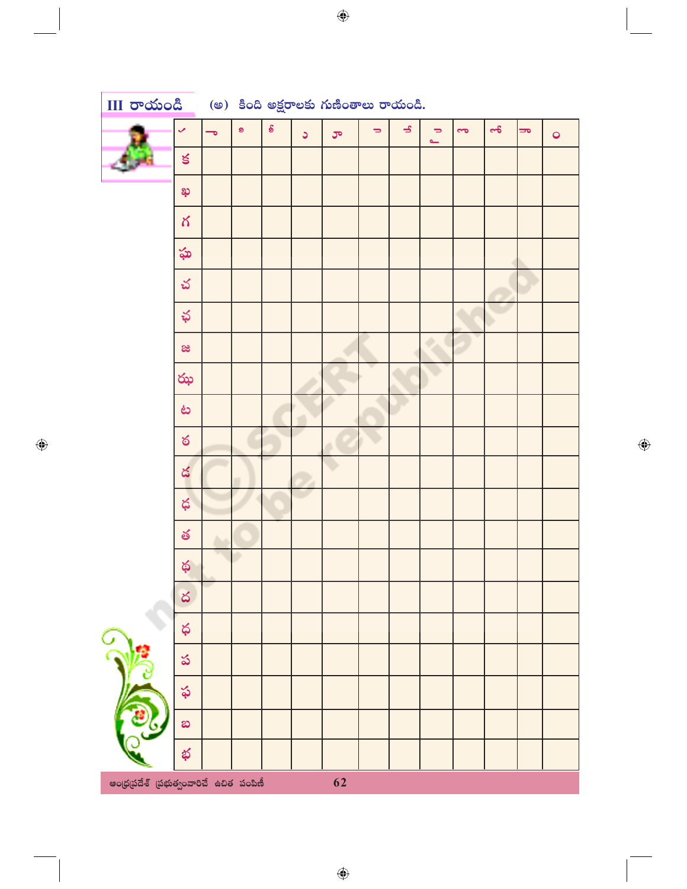## III రాయండి

(అ) కింది అక్షరాలకు గుణింతాలు రాయండి.

| ✓ | ా | ి | ీ | ు | ూ | ృ | ౄ | ె | ే | ై | ొ | ం |
|---|---|---|---|---|---|---|---|---|---|---|---|---|
| క | | | | | | | | | | | | |
| ఖ | | | | | | | | | | | | |
| గ | | | | | | | | | | | | |
| ఘ | | | | | | | | | | | | |
| చ | | | | | | | | | | | | |
| ఛ | | | | | | | | | | | | |
| జ | | | | | | | | | | | | |
| ఝ | | | | | | | | | | | | |
| ట | | | | | | | | | | | | |
| ఠ | | | | | | | | | | | | |
| డ | | | | | | | | | | | | |
| ఢ | | | | | | | | | | | | |
| త | | | | | | | | | | | | |
| థ | | | | | | | | | | | | |
| ద | | | | | | | | | | | | |
| ధ | | | | | | | | | | | | |
| ప | | | | | | | | | | | | |
| ఫ | | | | | | | | | | | | |
| బ | | | | | | | | | | | | |
| భ | | | | | | | | | | | | |

ఆంధ్రప్రదేశ్ ప్రభుత్వంవారిచే ఉచిత పంపిణీ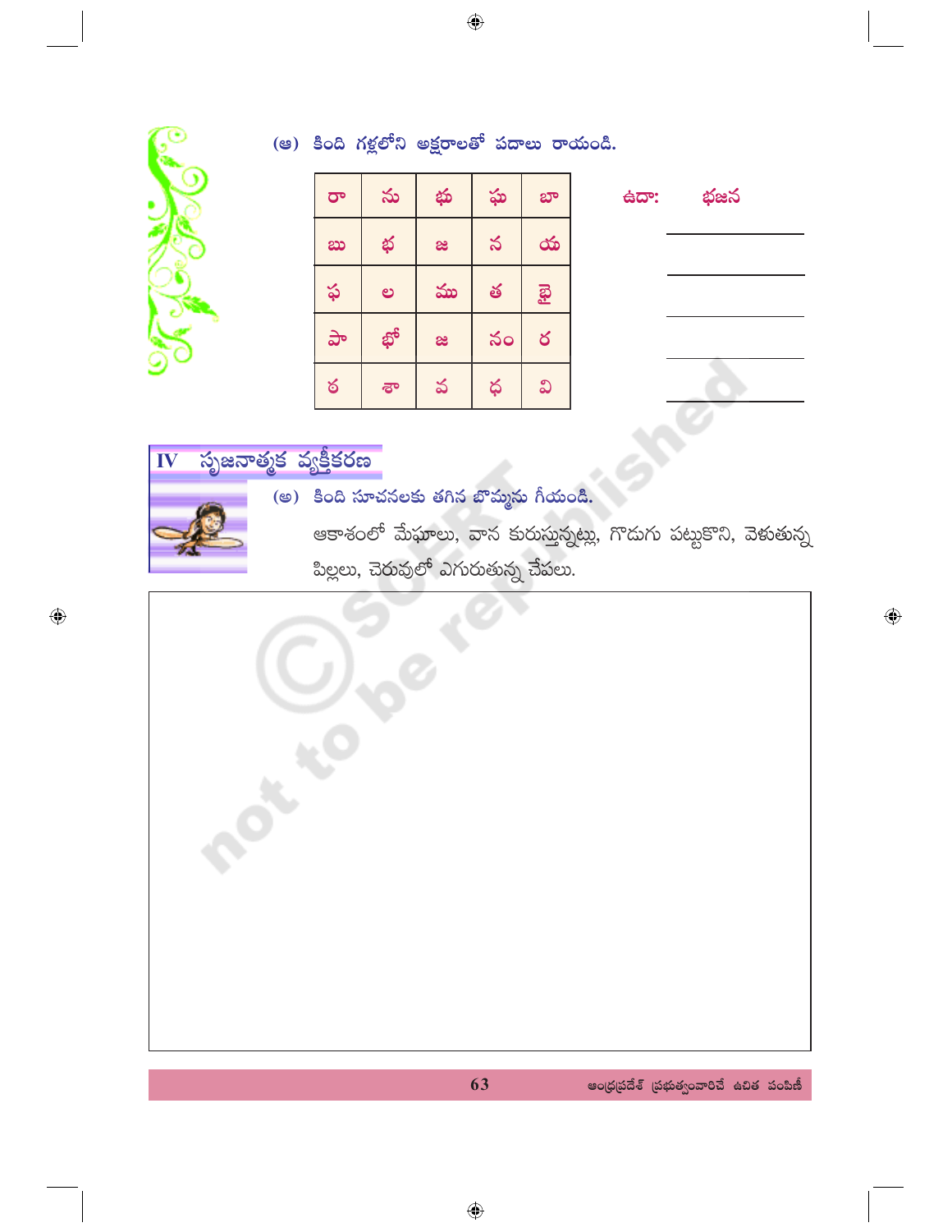(ఆ) కింది గళ్లలోని అక్షరాలతో పదాలు రాయండి.

| రా | సు | భు | ఘు | బా |
|---|---|---|---|---|
| బు | భ | జ | న | యి |
| ఫ | ల | ము | త | భై |
| పా | భో | జ | నం | ర |
| ర | శా | వ | ధ | వి |

ఉదా: భజన

______________

______________

______________

______________

## IV సృజనాత్మక వ్యక్తీకరణ

(అ) కింది సూచనలకు తగిన బొమ్మను గీయండి.

ఆకాశంలో మేఘాలు, వాన కురుస్తున్నట్లు, గొడుగు పట్టుకొని, వెళుతున్న పిల్లలు, చెరువులో ఎగురుతున్న చేపలు.

ఆంధ్రప్రదేశ్ ప్రభుత్వంవారిచే ఉచిత పంపిణీ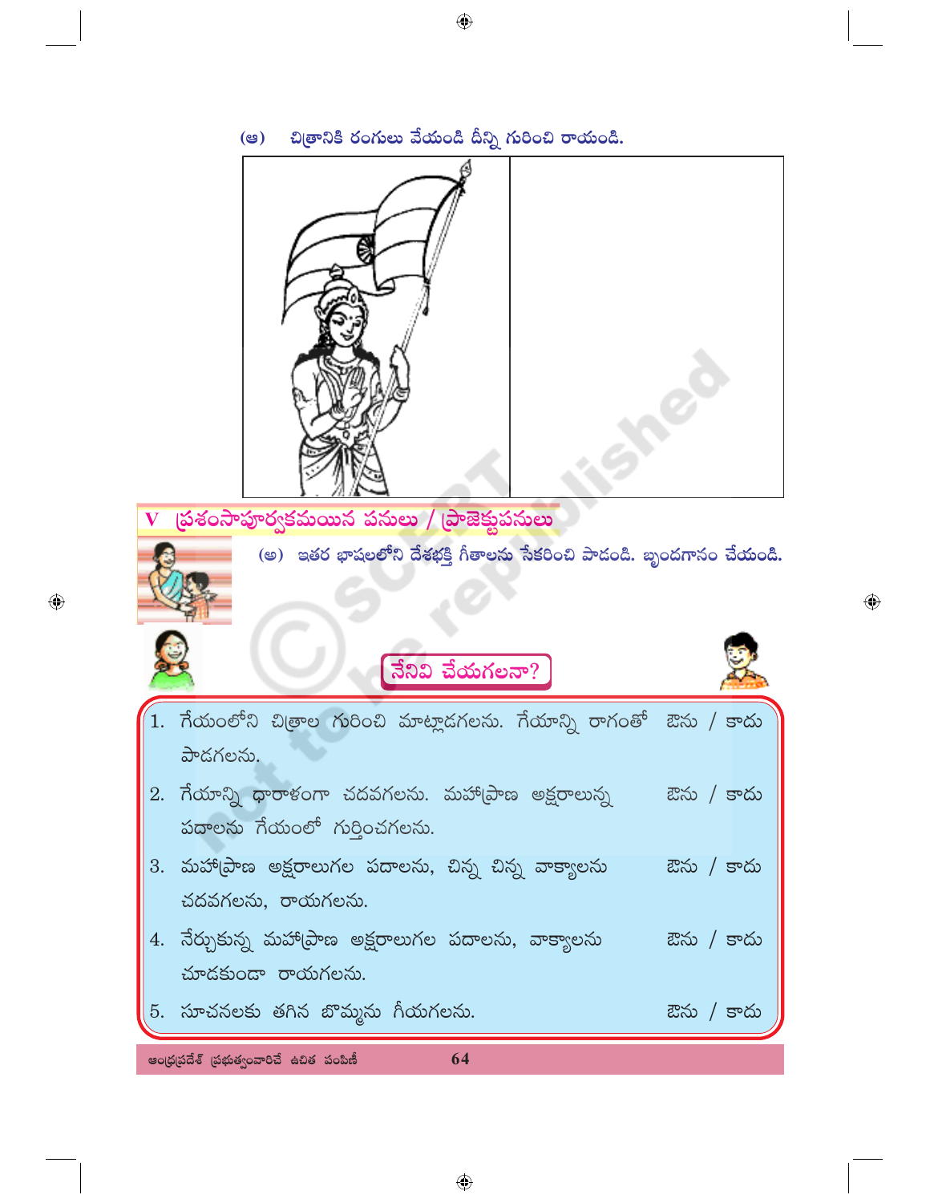(ఆ) చిత్రానికి రంగులు వేయండి దీన్ని గురించి రాయండి.

## V ప్రశంసాపూర్వకమయిన పనులు / ప్రాజెక్టుపనులు

(అ) ఇతర భాషలలోని దేశభక్తి గీతాలను సేకరించి పాడండి. బృందగానం చేయండి.

## నేనివి చేయగలనా?

| | |
|---|---|
| 1. గేయంలోని చిత్రాల గురించి మాట్లాడగలను. గేయాన్ని రాగంతో పాడగలను. | ఔను / కాదు |
| 2. గేయాన్ని ధారాళంగా చదవగలను. మహాప్రాణ అక్షరాలున్న పదాలను గేయంలో గుర్తించగలను. | ఔను / కాదు |
| 3. మహాప్రాణ అక్షరాలుగల పదాలను, చిన్న చిన్న వాక్యాలను చదవగలను, రాయగలను. | ఔను / కాదు |
| 4. నేర్చుకున్న మహాప్రాణ అక్షరాలుగల పదాలను, వాక్యాలను చూడకుండా రాయగలను. | ఔను / కాదు |
| 5. సూచనలకు తగిన బొమ్మను గీయగలను. | ఔను / కాదు |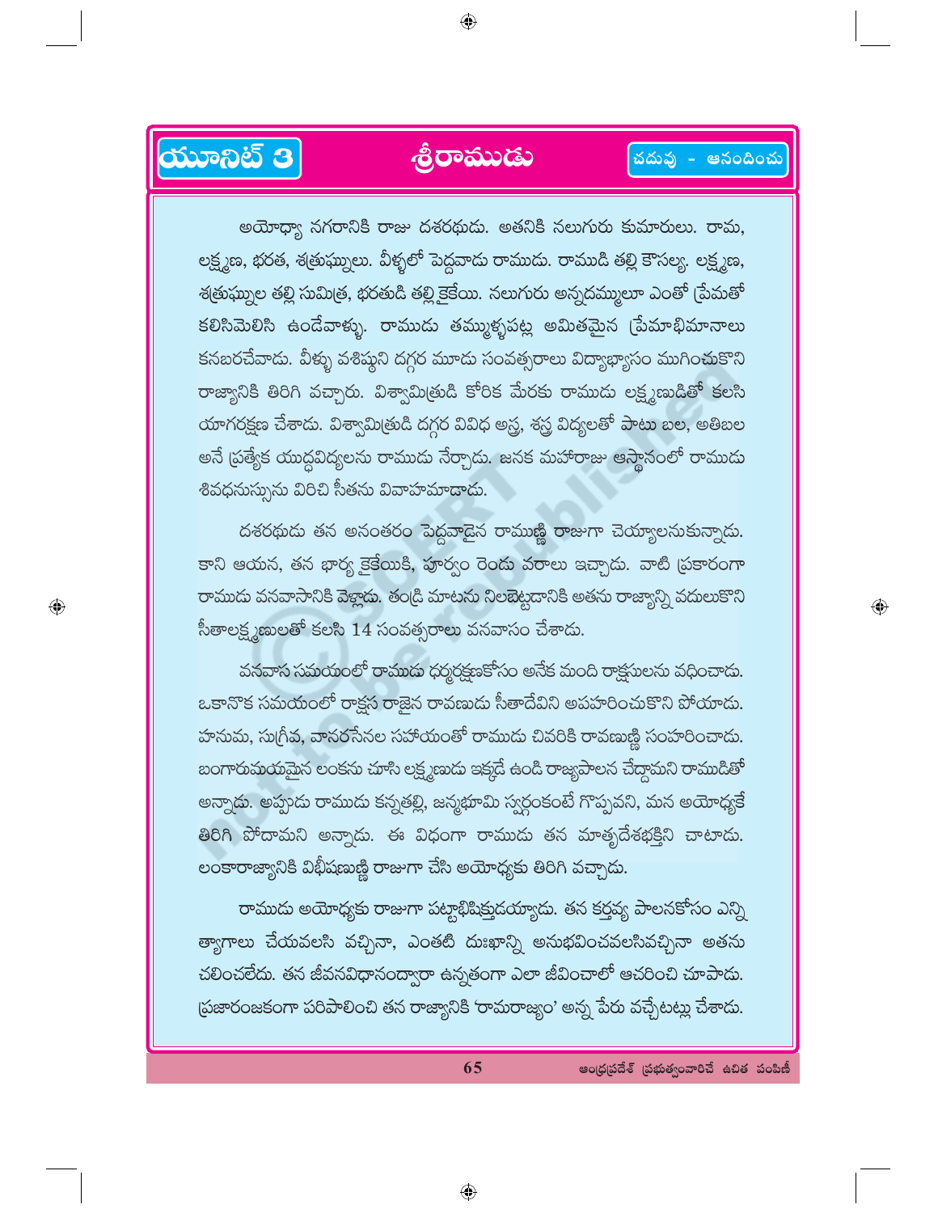యూనిట్ 3

# శ్రీరాముడు

చదువు - ఆనందించు

అయోధ్యా నగరానికి రాజు దశరథుడు. అతనికి నలుగురు కుమారులు. రామ, లక్ష్మణ, భరత, శత్రుఘ్నులు. వీళ్ళలో పెద్దవాడు రాముడు. రాముడి తల్లి కౌసల్య. లక్ష్మణ, శత్రుఘ్నుల తల్లి సుమిత్ర, భరతుడి తల్లి కైకేయి. నలుగురు అన్నదమ్ములూ ఎంతో ప్రేమతో కలిసిమెలిసి ఉండేవాళ్ళు. రాముడు తమ్ముళ్ళపట్ల అమితమైన ప్రేమాభిమానాలు కనబరచేవాడు. వీళ్ళు వశిష్ఠుని దగ్గర మూడు సంవత్సరాలు విద్యాభ్యాసం ముగించుకొని రాజ్యానికి తిరిగి వచ్చారు. విశ్వామిత్రుడి కోరిక మేరకు రాముడు లక్ష్మణుడితో కలసి యాగరక్షణ చేశాడు. విశ్వామిత్రుడి దగ్గర వివిధ అస్త్ర, శస్త్ర విద్యలతో పాటు బల, అతిబల అనే ప్రత్యేక యుద్ధవిద్యలను రాముడు నేర్చాడు. జనక మహారాజు ఆస్థానంలో రాముడు శివధనుస్సును విరిచి సీతను వివాహమాడాడు.

దశరథుడు తన అనంతరం పెద్దవాడైన రాముణ్ణి రాజుగా చెయ్యాలనుకున్నాడు. కాని ఆయన, తన భార్య కైకేయికి, పూర్వం రెండు వరాలు ఇచ్చాడు. వాటి ప్రకారంగా రాముడు వనవాసానికి వెళ్లాడు. తండ్రి మాటను నిలబెట్టడానికి అతను రాజ్యాన్ని వదులుకొని సీతాలక్ష్మణులతో కలసి 14 సంవత్సరాలు వనవాసం చేశాడు.

వనవాస సమయంలో రాముడు ధర్మరక్షణకోసం అనేక మంది రాక్షసులను వధించాడు. ఒకానొక సమయంలో రాక్షస రాజైన రావణుడు సీతాదేవిని అపహరించుకొని పోయాడు. హనుమ, సుగ్రీవ, వానరసేనల సహాయంతో రాముడు చివరికి రావణుణ్ణి సంహరించాడు. బంగారుమయమైన లంకను చూసి లక్ష్మణుడు ఇక్కడే ఉండి రాజ్యపాలన చేద్దామని రాముడితో అన్నాడు. అప్పుడు రాముడు కన్నతల్లి, జన్మభూమి స్వర్గంకంటే గొప్పవని, మన అయోధ్యకే తిరిగి పోదామని అన్నాడు. ఈ విధంగా రాముడు తన మాతృదేశభక్తిని చాటాడు. లంకారాజ్యానికి విభీషణుణ్ణి రాజుగా చేసి అయోధ్యకు తిరిగి వచ్చాడు.

రాముడు అయోధ్యకు రాజుగా పట్టాభిషిక్తుడయ్యాడు. తన కర్తవ్య పాలనకోసం ఎన్ని త్యాగాలు చేయవలసి వచ్చినా, ఎంతటి దుఃఖాన్ని అనుభవించవలసివచ్చినా అతను చలించలేదు. తన జీవనవిధానంద్వారా ఉన్నతంగా ఎలా జీవించాలో ఆచరించి చూపాడు. ప్రజారంజకంగా పరిపాలించి తన రాజ్యానికి 'రామరాజ్యం' అన్న పేరు వచ్చేటట్లు చేశాడు.